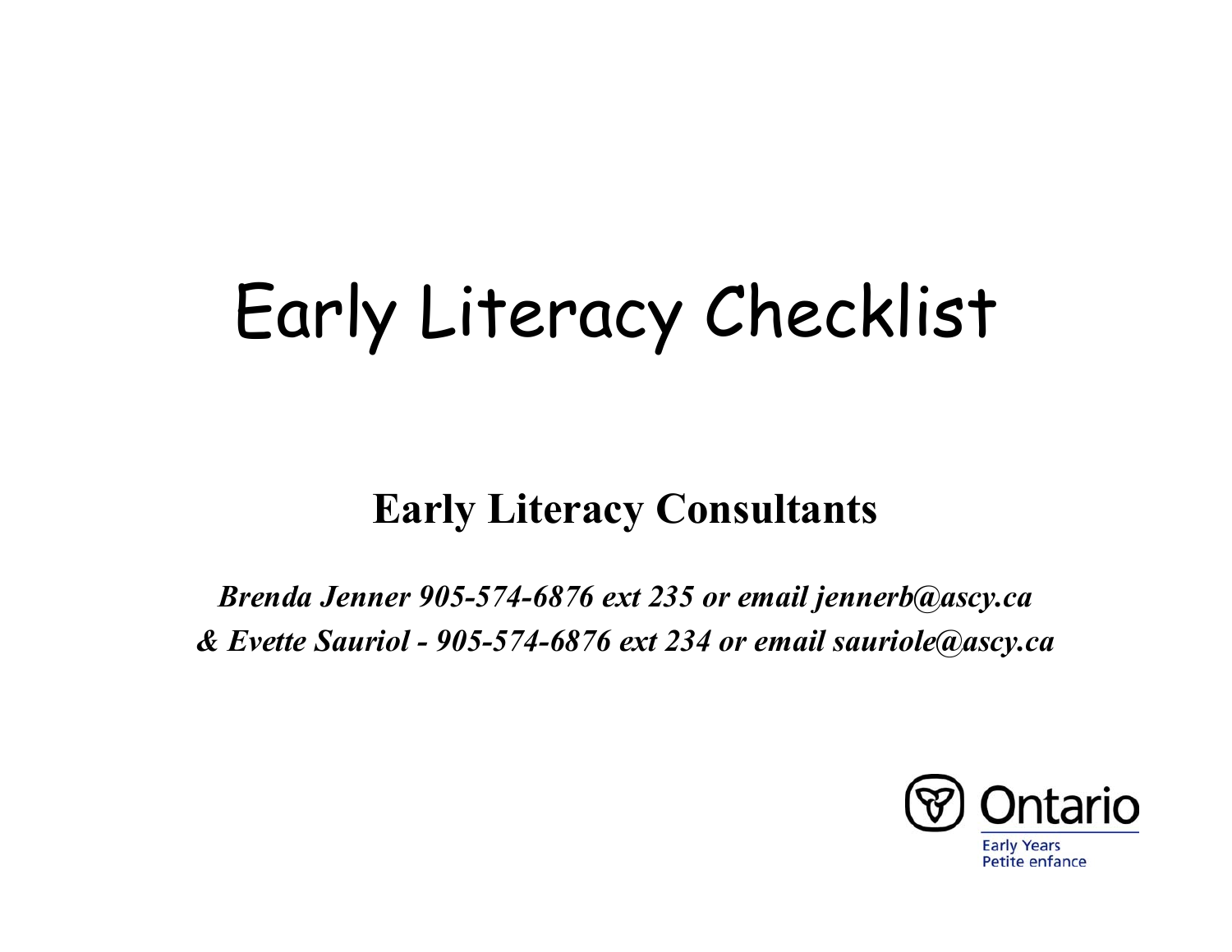# Early Literacy Checklist

## Early Literacy Consultants

*Brenda Jenner 905-574-6876 ext 235 or email jennerb@ascy.ca*
*& Evette Sauriol - 905-574-6876 ext 234 or email sauriole@ascy.ca*

Ontario
Early Years
Petite enfance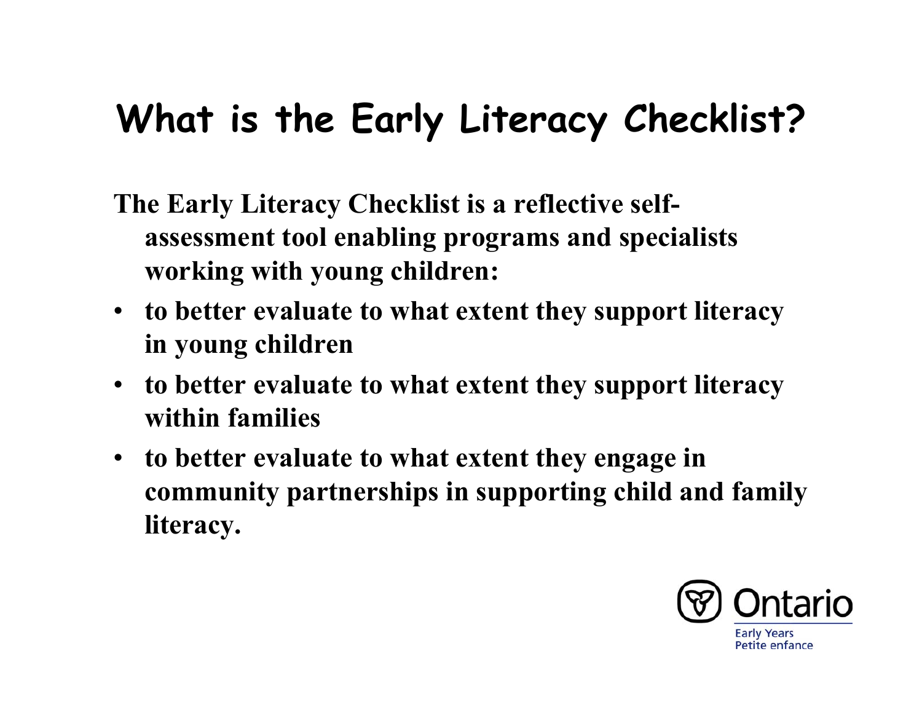# What is the Early Literacy Checklist?

**The Early Literacy Checklist is a reflective self-assessment tool enabling programs and specialists working with young children:**

- **to better evaluate to what extent they support literacy in young children**
- **to better evaluate to what extent they support literacy within families**
- **to better evaluate to what extent they engage in community partnerships in supporting child and family literacy.**

Ontario
Early Years
Petite enfance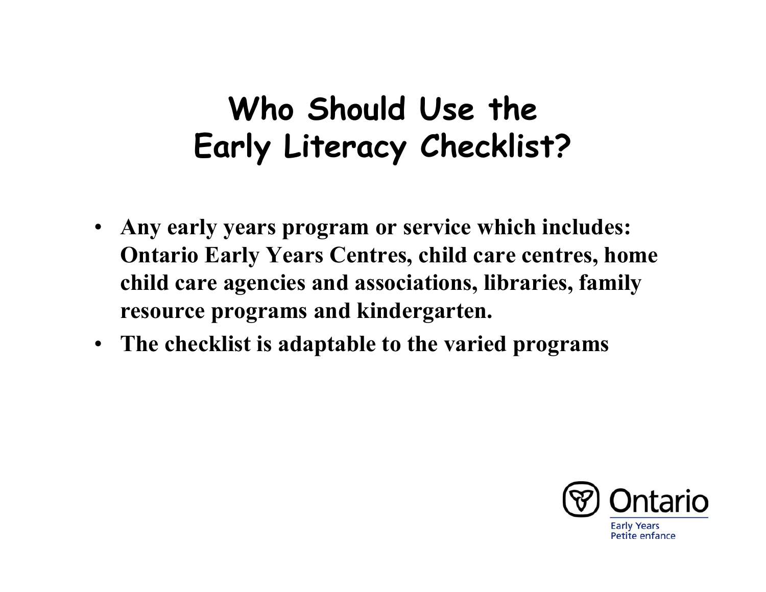# Who Should Use the Early Literacy Checklist?

- **Any early years program or service which includes: Ontario Early Years Centres, child care centres, home child care agencies and associations, libraries, family resource programs and kindergarten.**
- **The checklist is adaptable to the varied programs**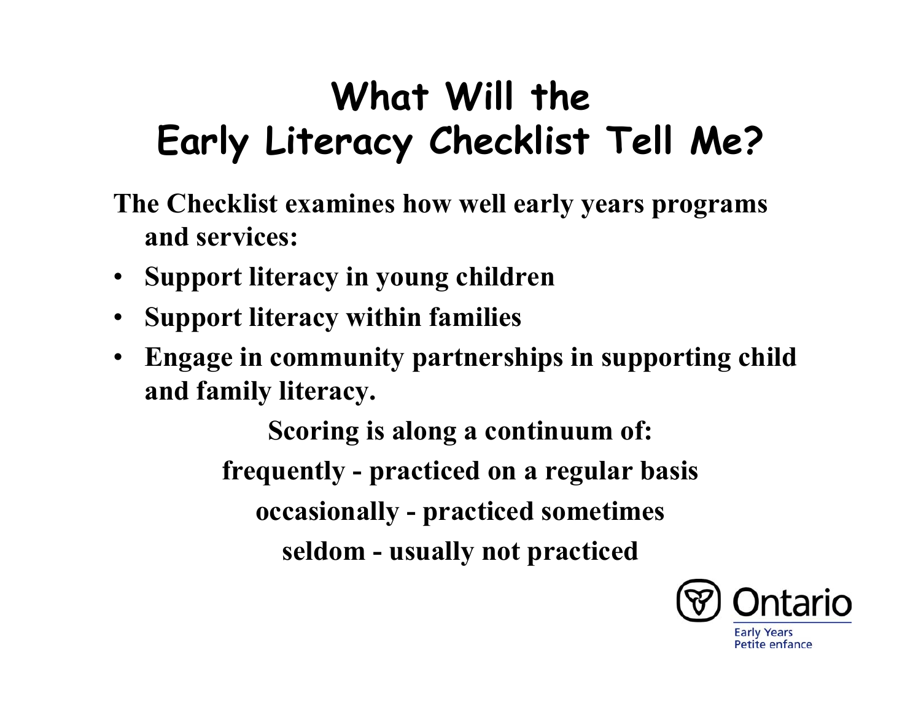# What Will the Early Literacy Checklist Tell Me?

**The Checklist examines how well early years programs and services:**

- **Support literacy in young children**
- **Support literacy within families**
- **Engage in community partnerships in supporting child and family literacy.**

**Scoring is along a continuum of:**

**frequently - practiced on a regular basis**

**occasionally - practiced sometimes**

**seldom - usually not practiced**

Ontario

Early Years
Petite enfance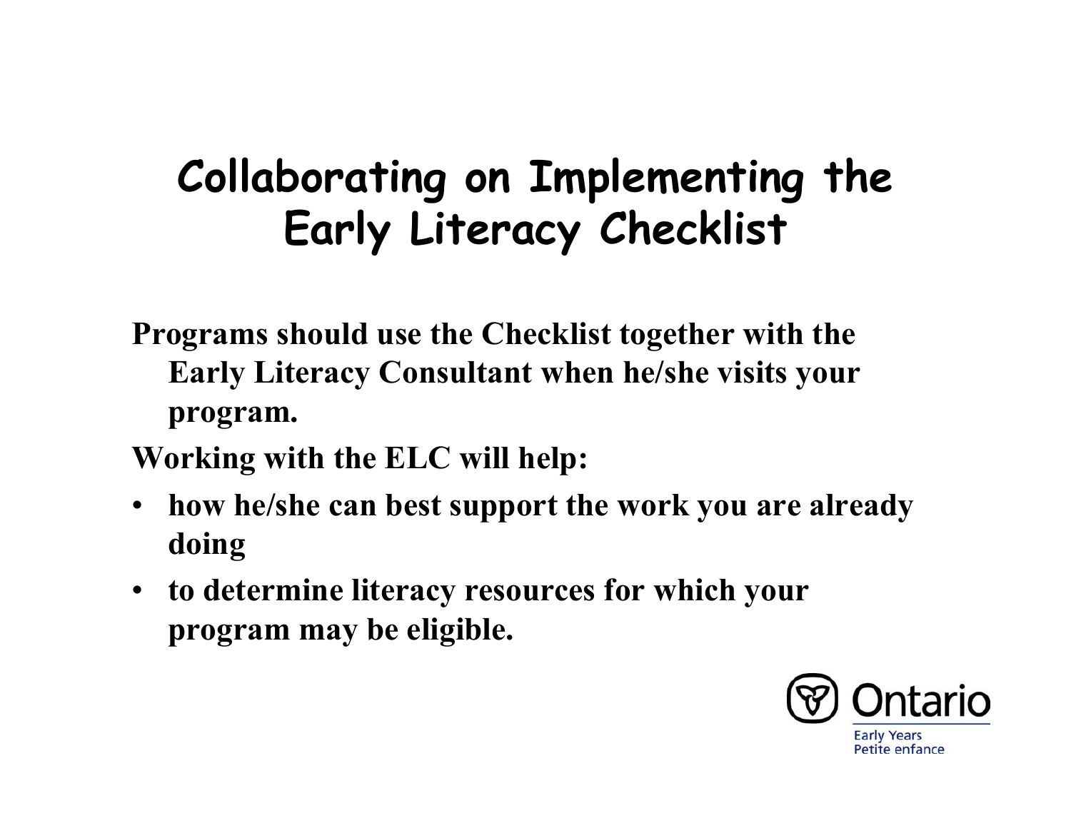# Collaborating on Implementing the Early Literacy Checklist

**Programs should use the Checklist together with the Early Literacy Consultant when he/she visits your program.**

**Working with the ELC will help:**

- **how he/she can best support the work you are already doing**
- **to determine literacy resources for which your program may be eligible.**

Ontario
Early Years
Petite enfance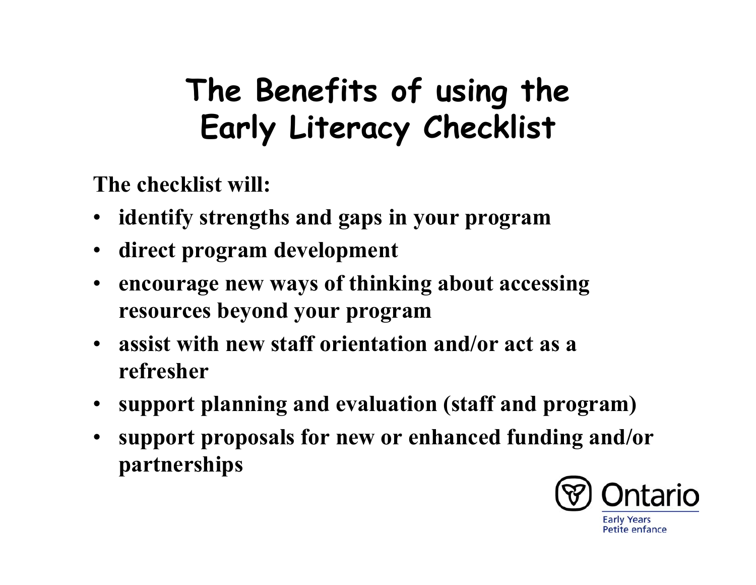# The Benefits of using the Early Literacy Checklist

**The checklist will:**

- **identify strengths and gaps in your program**
- **direct program development**
- **encourage new ways of thinking about accessing resources beyond your program**
- **assist with new staff orientation and/or act as a refresher**
- **support planning and evaluation (staff and program)**
- **support proposals for new or enhanced funding and/or partnerships**

Ontario
Early Years
Petite enfance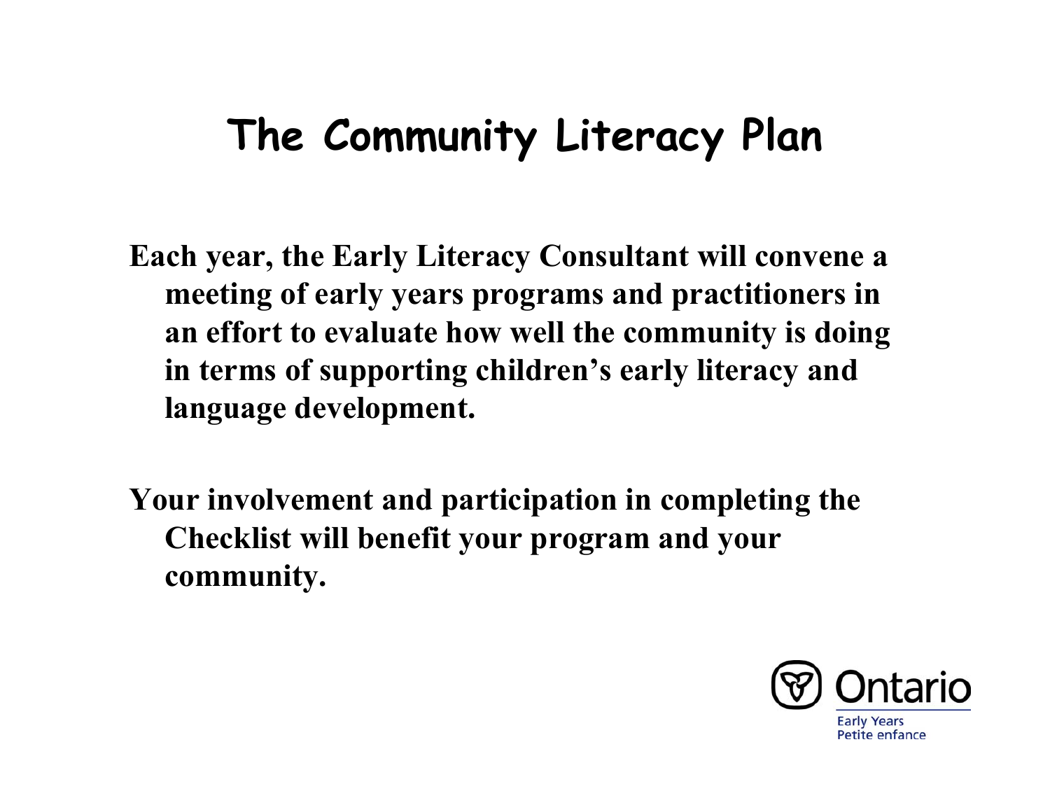# The Community Literacy Plan

**Each year, the Early Literacy Consultant will convene a meeting of early years programs and practitioners in an effort to evaluate how well the community is doing in terms of supporting children's early literacy and language development.**

**Your involvement and participation in completing the Checklist will benefit your program and your community.**

Ontario
Early Years
Petite enfance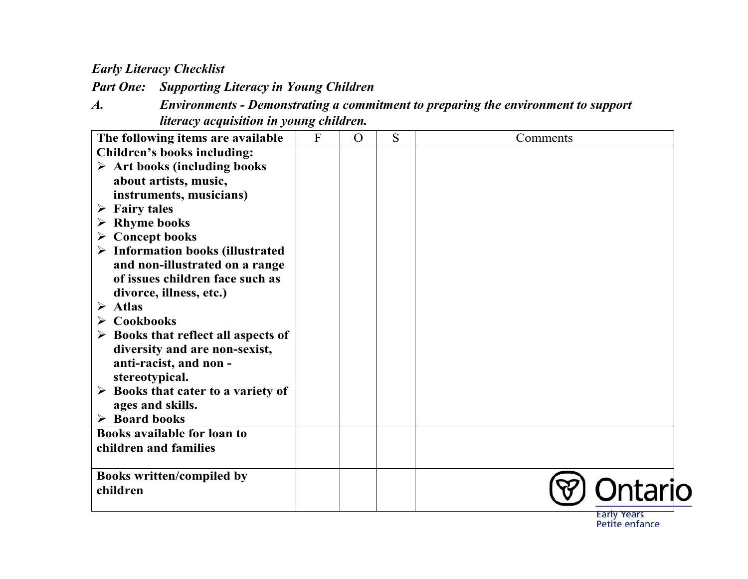*Early Literacy Checklist*

***Part One: Supporting Literacy in Young Children***

***A. Environments - Demonstrating a commitment to preparing the environment to support literacy acquisition in young children.***

| **The following items are available** | F | O | S | Comments |
|---|---|---|---|---|
| **Children's books including:**<br>➢ **Art books (including books about artists, music, instruments, musicians)**<br>➢ **Fairy tales**<br>➢ **Rhyme books**<br>➢ **Concept books**<br>➢ **Information books (illustrated and non-illustrated on a range of issues children face such as divorce, illness, etc.)**<br>➢ **Atlas**<br>➢ **Cookbooks**<br>➢ **Books that reflect all aspects of diversity and are non-sexist, anti-racist, and non - stereotypical.**<br>➢ **Books that cater to a variety of ages and skills.**<br>➢ **Board books** | | | | |
| **Books available for loan to children and families** | | | | |
| **Books written/compiled by children** | | | | |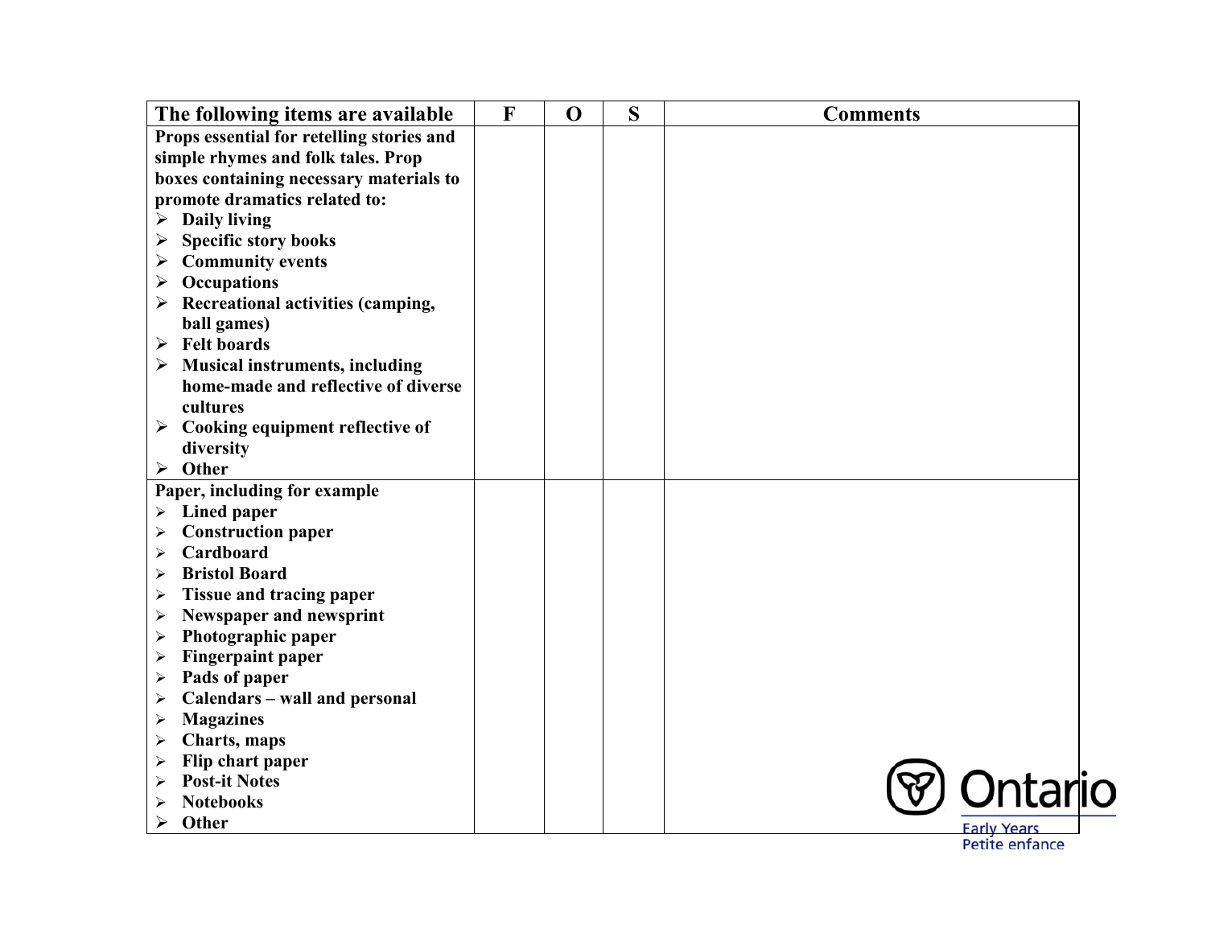| The following items are available | F | O | S | Comments |
|---|---|---|---|---|
| **Props essential for retelling stories and simple rhymes and folk tales. Prop boxes containing necessary materials to promote dramatics related to:**<br>➢ **Daily living**<br>➢ **Specific story books**<br>➢ **Community events**<br>➢ **Occupations**<br>➢ **Recreational activities (camping, ball games)**<br>➢ **Felt boards**<br>➢ **Musical instruments, including home-made and reflective of diverse cultures**<br>➢ **Cooking equipment reflective of diversity**<br>➢ **Other** | | | | |
| **Paper, including for example**<br>➢ **Lined paper**<br>➢ **Construction paper**<br>➢ **Cardboard**<br>➢ **Bristol Board**<br>➢ **Tissue and tracing paper**<br>➢ **Newspaper and newsprint**<br>➢ **Photographic paper**<br>➢ **Fingerpaint paper**<br>➢ **Pads of paper**<br>➢ **Calendars – wall and personal**<br>➢ **Magazines**<br>➢ **Charts, maps**<br>➢ **Flip chart paper**<br>➢ **Post-it Notes**<br>➢ **Notebooks**<br>➢ **Other** | | | | |

Ontario
Early Years
Petite enfance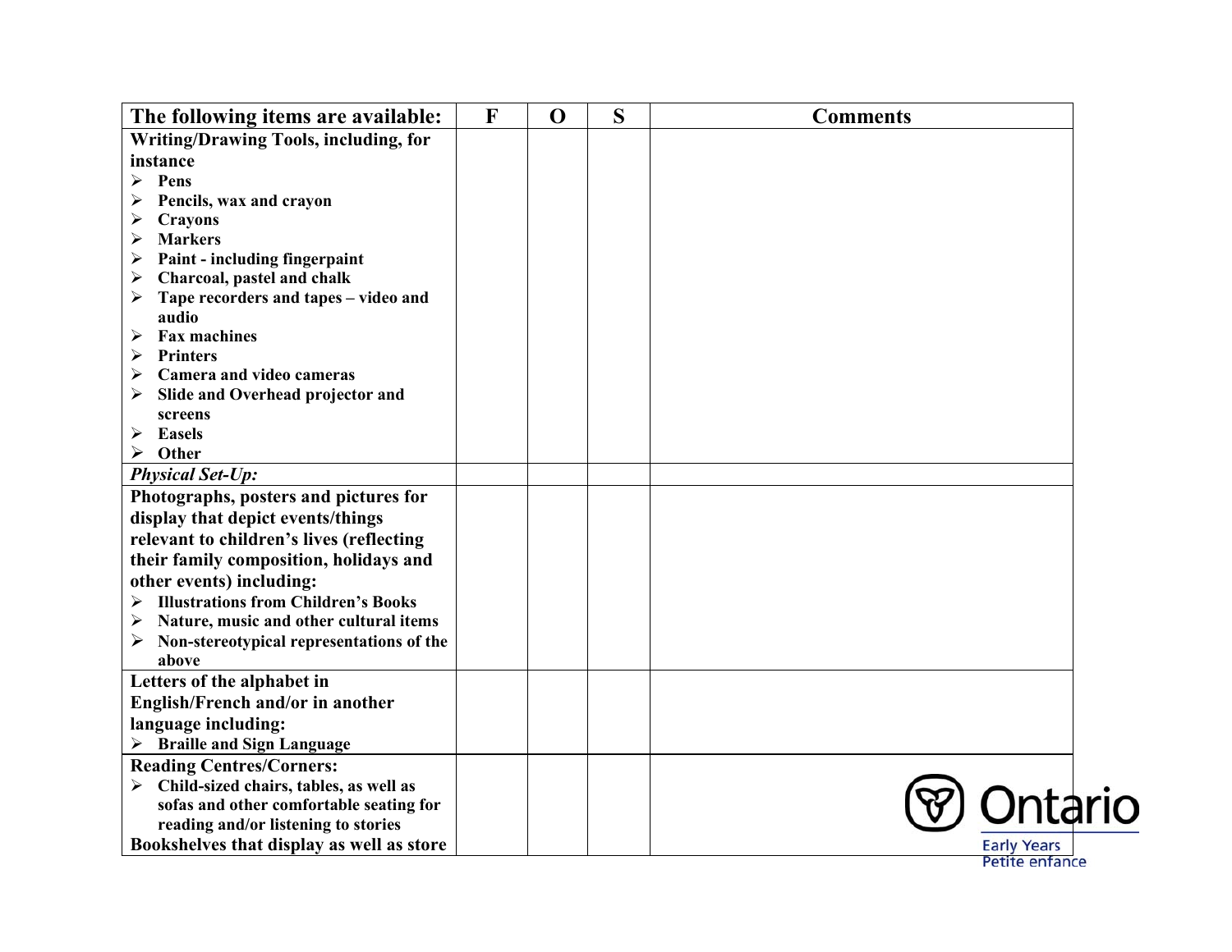| The following items are available: | F | O | S | Comments |
| --- | --- | --- | --- | --- |
| **Writing/Drawing Tools, including, for instance**<br>➢ Pens<br>➢ Pencils, wax and crayon<br>➢ Crayons<br>➢ Markers<br>➢ Paint - including fingerpaint<br>➢ Charcoal, pastel and chalk<br>➢ Tape recorders and tapes – video and audio<br>➢ Fax machines<br>➢ Printers<br>➢ Camera and video cameras<br>➢ Slide and Overhead projector and screens<br>➢ Easels<br>➢ Other | | | | |
| ***Physical Set-Up:*** | | | | |
| **Photographs, posters and pictures for display that depict events/things relevant to children's lives (reflecting their family composition, holidays and other events) including:**<br>➢ Illustrations from Children's Books<br>➢ Nature, music and other cultural items<br>➢ Non-stereotypical representations of the above | | | | |
| **Letters of the alphabet in English/French and/or in another language including:**<br>➢ Braille and Sign Language | | | | |
| **Reading Centres/Corners:**<br>➢ Child-sized chairs, tables, as well as sofas and other comfortable seating for reading and/or listening to stories<br>**Bookshelves that display as well as store** | | | | |

Ontario Early Years Petite enfance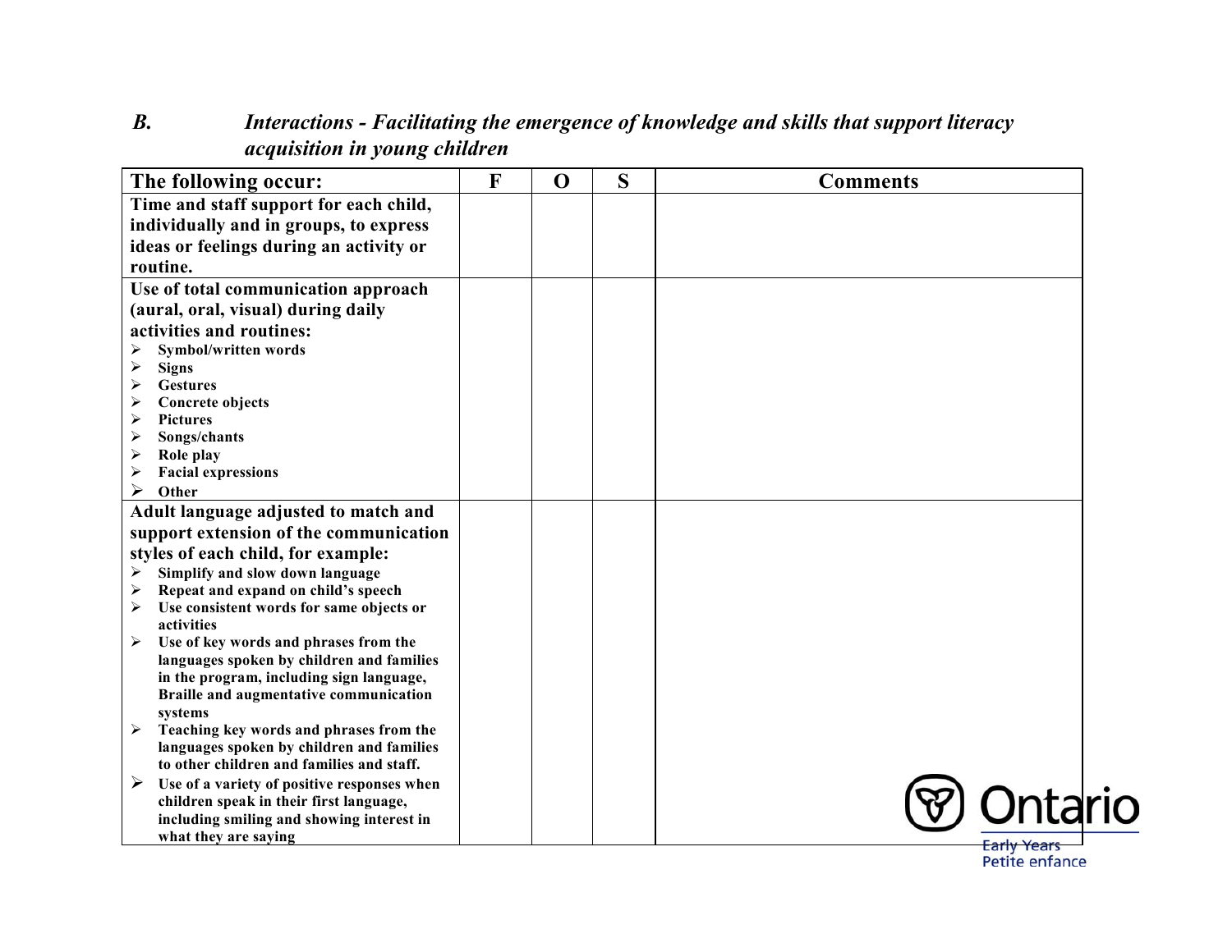## B. *Interactions - Facilitating the emergence of knowledge and skills that support literacy acquisition in young children*

| The following occur: | F | O | S | Comments |
|---|---|---|---|---|
| **Time and staff support for each child, individually and in groups, to express ideas or feelings during an activity or routine.** | | | | |
| **Use of total communication approach (aural, oral, visual) during daily activities and routines:**<br>➢ Symbol/written words<br>➢ Signs<br>➢ Gestures<br>➢ Concrete objects<br>➢ Pictures<br>➢ Songs/chants<br>➢ Role play<br>➢ Facial expressions<br>➢ Other | | | | |
| **Adult language adjusted to match and support extension of the communication styles of each child, for example:**<br>➢ Simplify and slow down language<br>➢ Repeat and expand on child's speech<br>➢ Use consistent words for same objects or activities<br>➢ Use of key words and phrases from the languages spoken by children and families in the program, including sign language, Braille and augmentative communication systems<br>➢ Teaching key words and phrases from the languages spoken by children and families to other children and families and staff.<br>➢ Use of a variety of positive responses when children speak in their first language, including smiling and showing interest in what they are saying | | | | |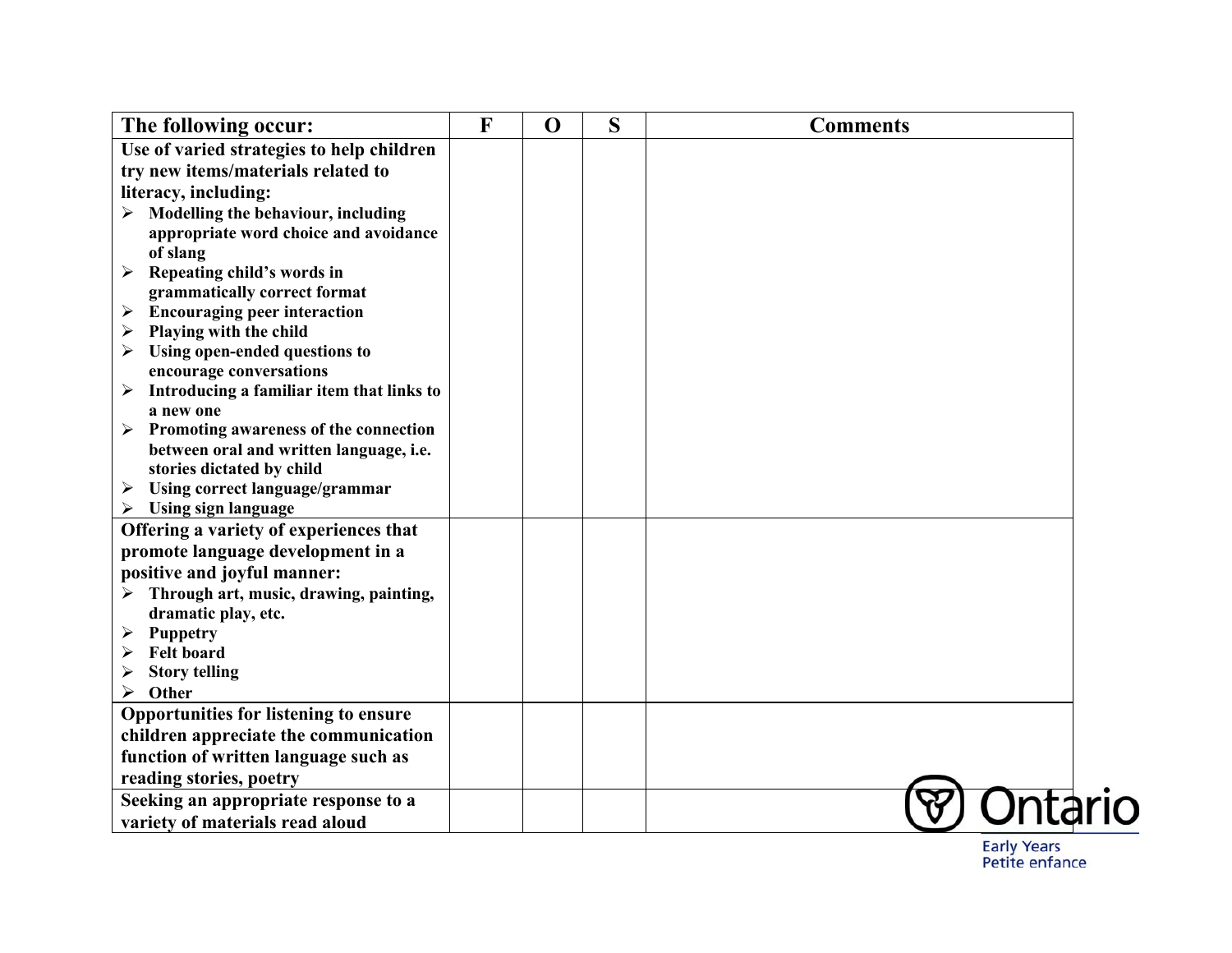| The following occur: | F | O | S | Comments |
|---|---|---|---|---|
| **Use of varied strategies to help children try new items/materials related to literacy, including:**<br>➢ Modelling the behaviour, including appropriate word choice and avoidance of slang<br>➢ Repeating child's words in grammatically correct format<br>➢ Encouraging peer interaction<br>➢ Playing with the child<br>➢ Using open-ended questions to encourage conversations<br>➢ Introducing a familiar item that links to a new one<br>➢ Promoting awareness of the connection between oral and written language, i.e. stories dictated by child<br>➢ Using correct language/grammar<br>➢ Using sign language | | | | |
| **Offering a variety of experiences that promote language development in a positive and joyful manner:**<br>➢ Through art, music, drawing, painting, dramatic play, etc.<br>➢ Puppetry<br>➢ Felt board<br>➢ Story telling<br>➢ Other | | | | |
| **Opportunities for listening to ensure children appreciate the communication function of written language such as reading stories, poetry** | | | | |
| **Seeking an appropriate response to a variety of materials read aloud** | | | | |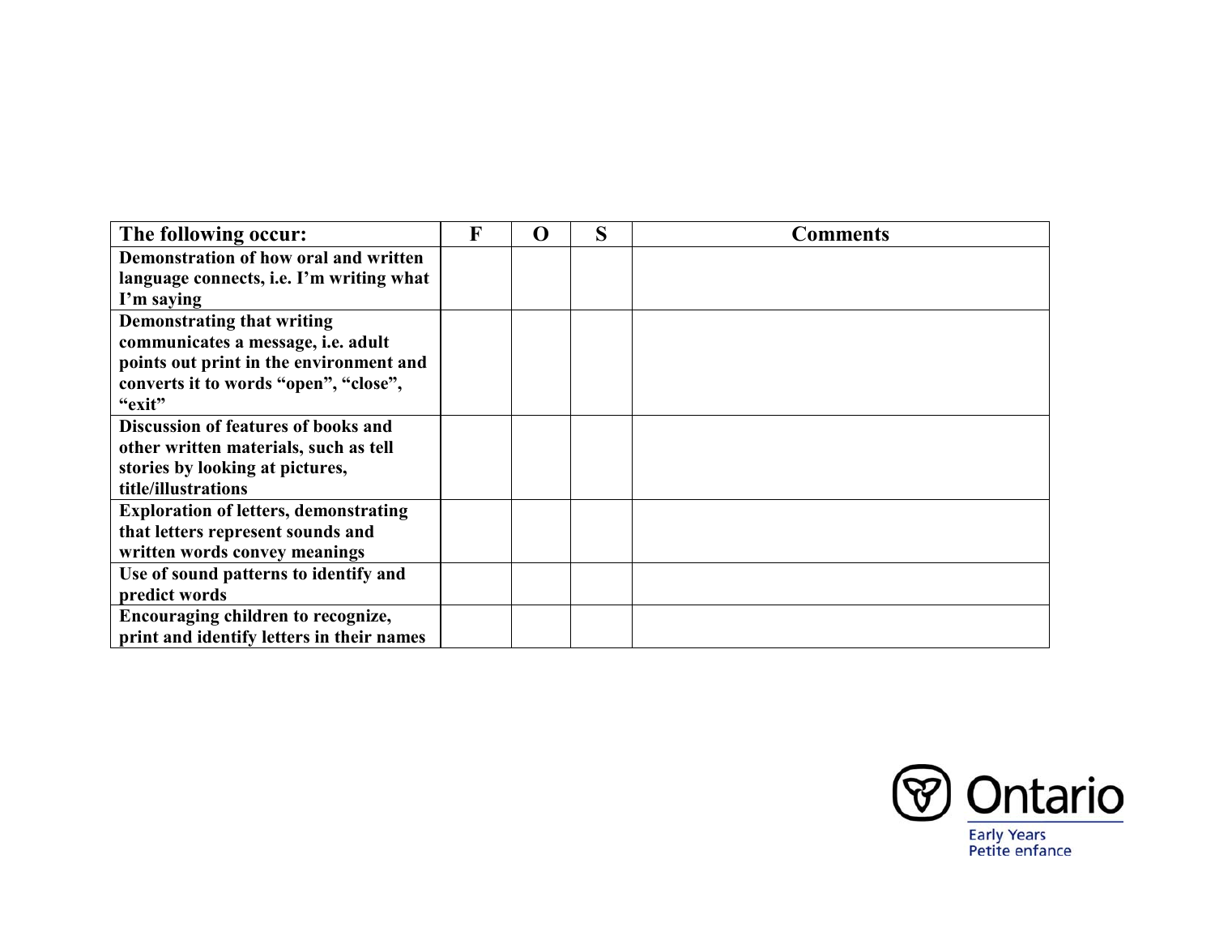| The following occur: | F | O | S | Comments |
| --- | --- | --- | --- | --- |
| Demonstration of how oral and written language connects, i.e. I'm writing what I'm saying | | | | |
| Demonstrating that writing communicates a message, i.e. adult points out print in the environment and converts it to words "open", "close", "exit" | | | | |
| Discussion of features of books and other written materials, such as tell stories by looking at pictures, title/illustrations | | | | |
| Exploration of letters, demonstrating that letters represent sounds and written words convey meanings | | | | |
| Use of sound patterns to identify and predict words | | | | |
| Encouraging children to recognize, print and identify letters in their names | | | | |

Ontario
Early Years
Petite enfance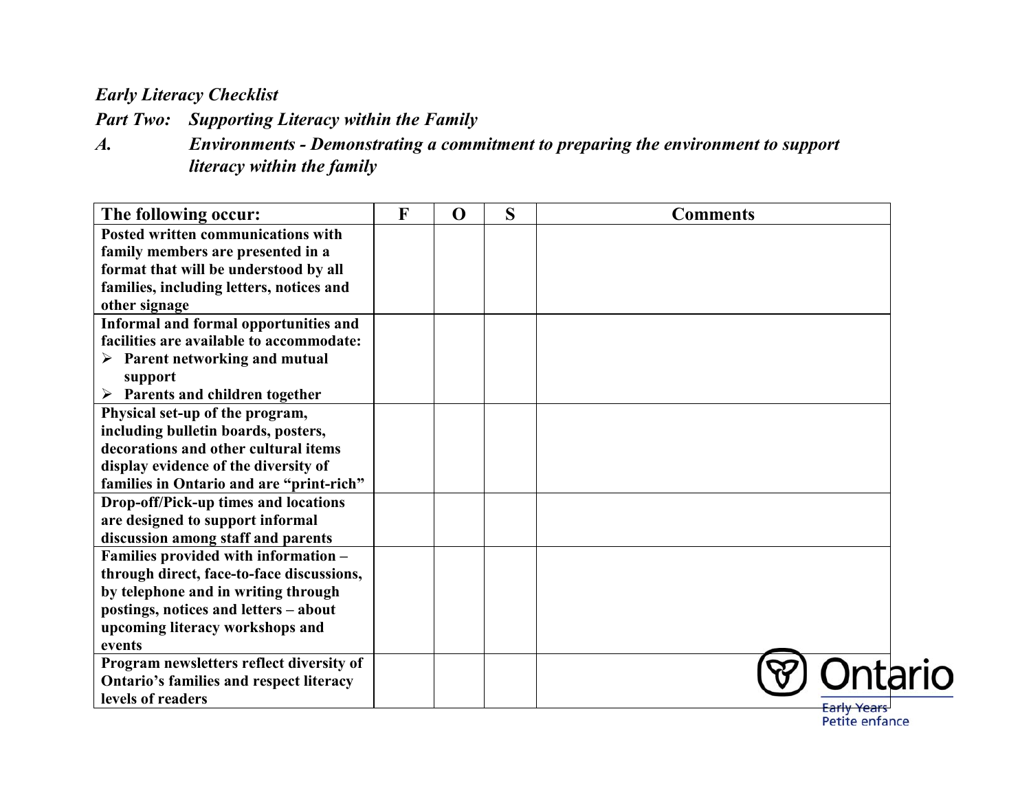*Early Literacy Checklist*

*Part Two: Supporting Literacy within the Family*

*A. Environments - Demonstrating a commitment to preparing the environment to support literacy within the family*

| The following occur: | F | O | S | Comments |
|---|---|---|---|---|
| **Posted written communications with family members are presented in a format that will be understood by all families, including letters, notices and other signage** | | | | |
| **Informal and formal opportunities and facilities are available to accommodate:**<br>➢ **Parent networking and mutual support**<br>➢ **Parents and children together** | | | | |
| **Physical set-up of the program, including bulletin boards, posters, decorations and other cultural items display evidence of the diversity of families in Ontario and are "print-rich"** | | | | |
| **Drop-off/Pick-up times and locations are designed to support informal discussion among staff and parents** | | | | |
| **Families provided with information – through direct, face-to-face discussions, by telephone and in writing through postings, notices and letters – about upcoming literacy workshops and events** | | | | |
| **Program newsletters reflect diversity of Ontario's families and respect literacy levels of readers** | | | | |

Ontario
Early Years
Petite enfance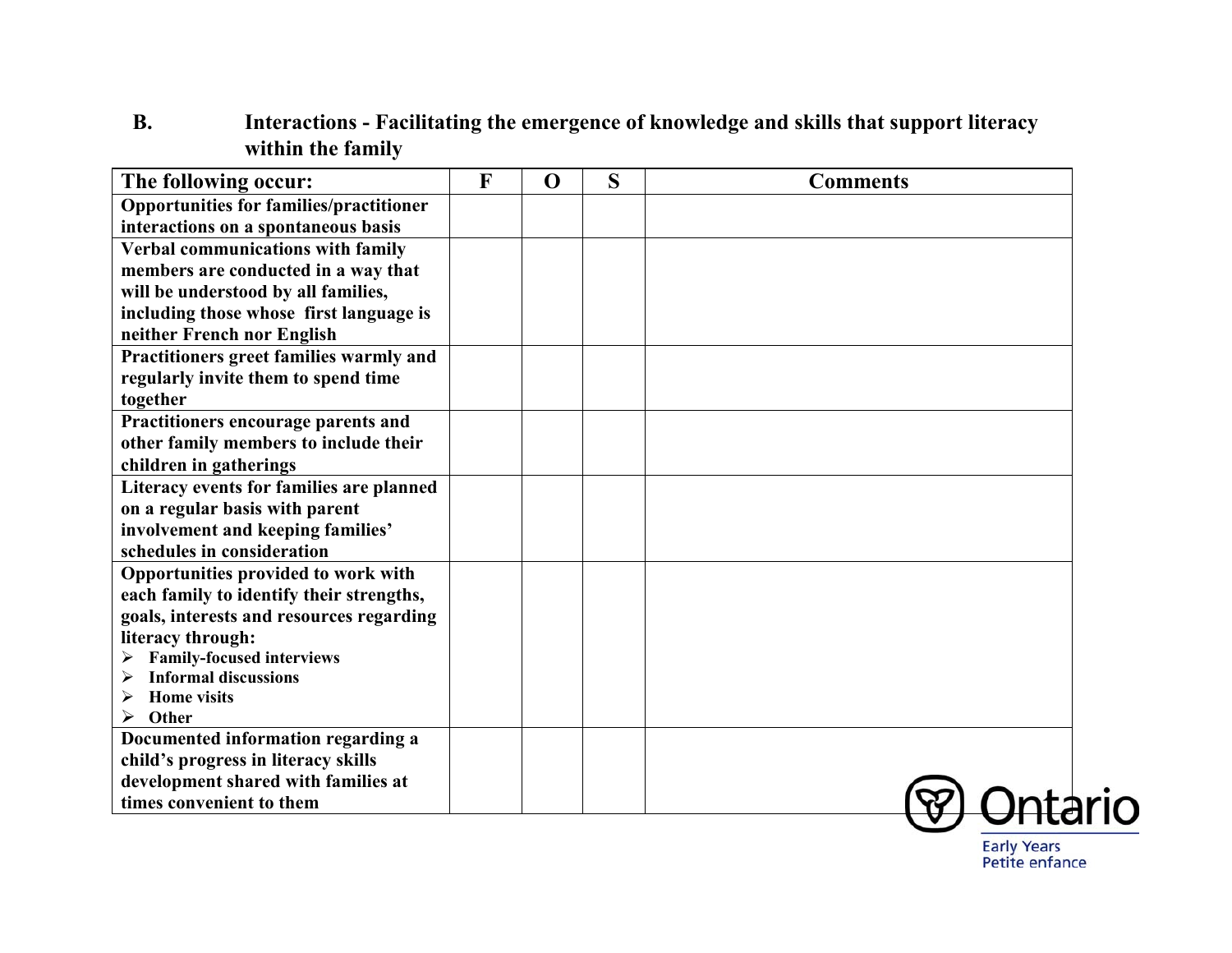## B. Interactions - Facilitating the emergence of knowledge and skills that support literacy within the family

| The following occur: | F | O | S | Comments |
|---|---|---|---|---|
| **Opportunities for families/practitioner interactions on a spontaneous basis** | | | | |
| **Verbal communications with family members are conducted in a way that will be understood by all families, including those whose first language is neither French nor English** | | | | |
| **Practitioners greet families warmly and regularly invite them to spend time together** | | | | |
| **Practitioners encourage parents and other family members to include their children in gatherings** | | | | |
| **Literacy events for families are planned on a regular basis with parent involvement and keeping families' schedules in consideration** | | | | |
| **Opportunities provided to work with each family to identify their strengths, goals, interests and resources regarding literacy through:**<br>➢ **Family-focused interviews**<br>➢ **Informal discussions**<br>➢ **Home visits**<br>➢ **Other** | | | | |
| **Documented information regarding a child's progress in literacy skills development shared with families at times convenient to them** | | | | |

Ontario
Early Years
Petite enfance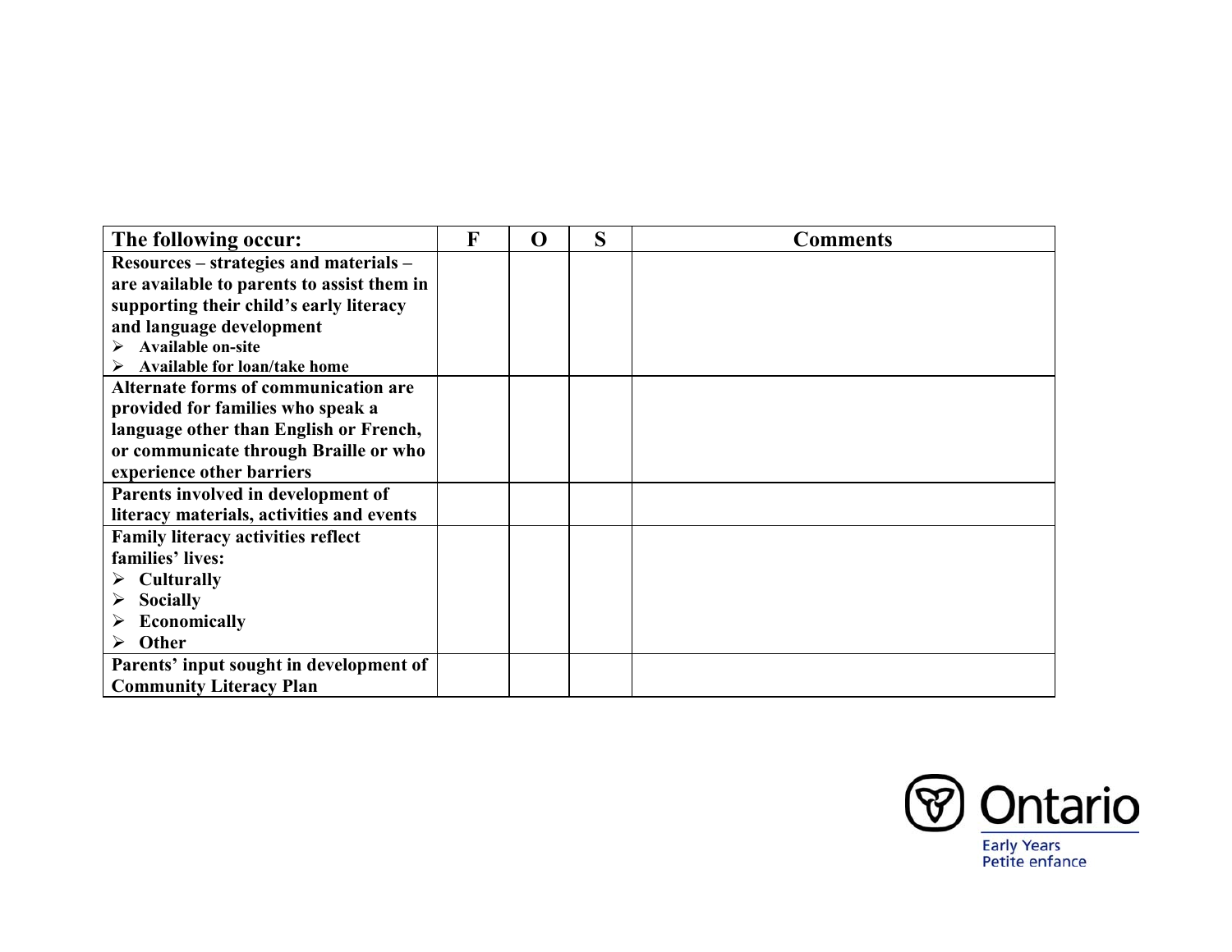| The following occur: | F | O | S | Comments |
|---|---|---|---|---|
| **Resources – strategies and materials – are available to parents to assist them in supporting their child's early literacy and language development**<br>➢ **Available on-site**<br>➢ **Available for loan/take home** | | | | |
| **Alternate forms of communication are provided for families who speak a language other than English or French, or communicate through Braille or who experience other barriers** | | | | |
| **Parents involved in development of literacy materials, activities and events** | | | | |
| **Family literacy activities reflect families' lives:**<br>➢ **Culturally**<br>➢ **Socially**<br>➢ **Economically**<br>➢ **Other** | | | | |
| **Parents' input sought in development of Community Literacy Plan** | | | | |

Ontario

Early Years
Petite enfance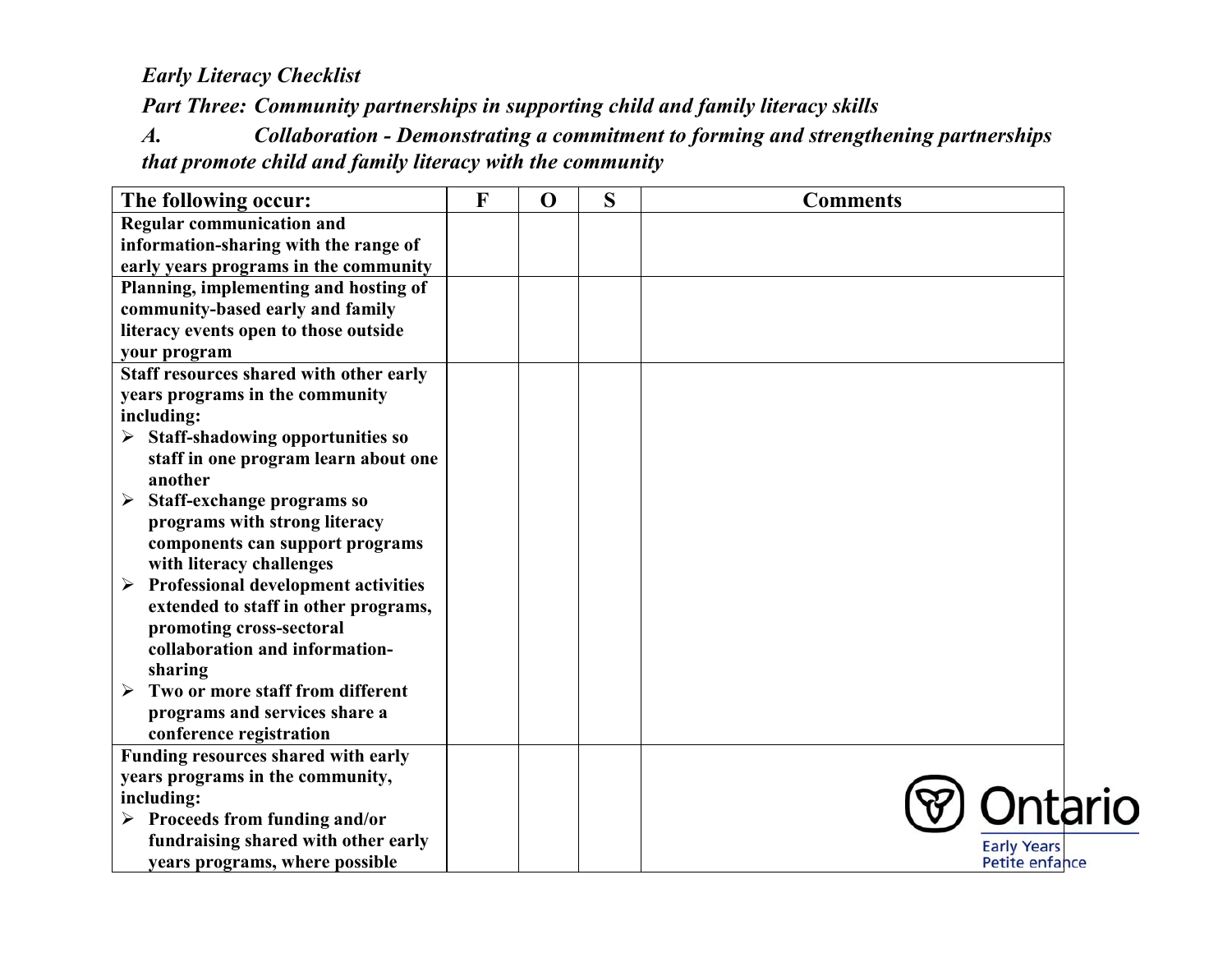*Early Literacy Checklist*

***Part Three: Community partnerships in supporting child and family literacy skills***

***A. Collaboration - Demonstrating a commitment to forming and strengthening partnerships that promote child and family literacy with the community***

| The following occur: | F | O | S | Comments |
|---|---|---|---|---|
| **Regular communication and information-sharing with the range of early years programs in the community** | | | | |
| **Planning, implementing and hosting of community-based early and family literacy events open to those outside your program** | | | | |
| **Staff resources shared with other early years programs in the community including:** <br> ➢ **Staff-shadowing opportunities so staff in one program learn about one another** <br> ➢ **Staff-exchange programs so programs with strong literacy components can support programs with literacy challenges** <br> ➢ **Professional development activities extended to staff in other programs, promoting cross-sectoral collaboration and information-sharing** <br> ➢ **Two or more staff from different programs and services share a conference registration** | | | | |
| **Funding resources shared with early years programs in the community, including:** <br> ➢ **Proceeds from funding and/or fundraising shared with other early years programs, where possible** | | | | |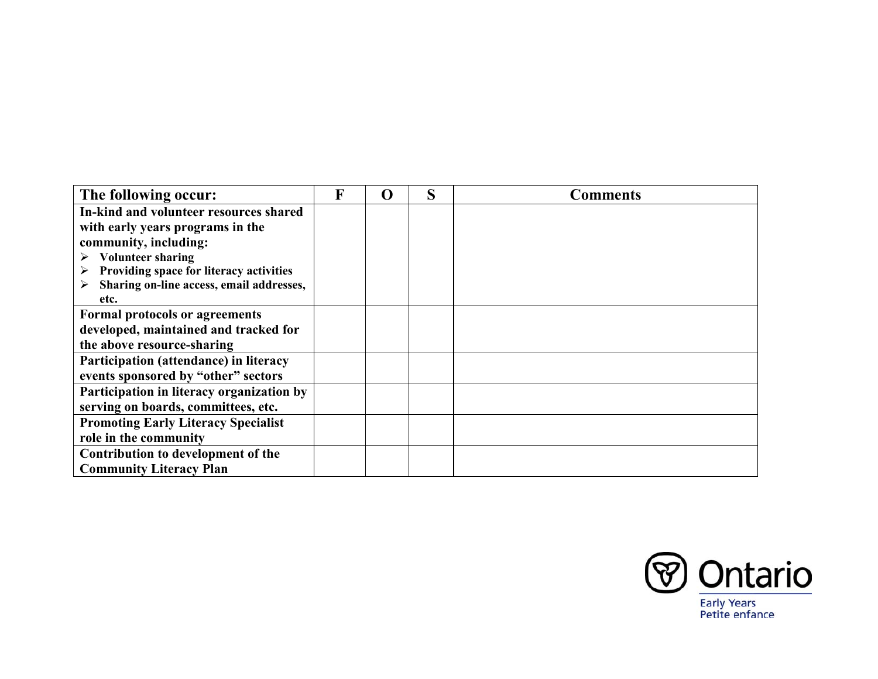| The following occur: | F | O | S | Comments |
|---|---|---|---|---|
| **In-kind and volunteer resources shared with early years programs in the community, including:**<br>➢ **Volunteer sharing**<br>➢ **Providing space for literacy activities**<br>➢ **Sharing on-line access, email addresses, etc.** | | | | |
| **Formal protocols or agreements developed, maintained and tracked for the above resource-sharing** | | | | |
| **Participation (attendance) in literacy events sponsored by "other" sectors** | | | | |
| **Participation in literacy organization by serving on boards, committees, etc.** | | | | |
| **Promoting Early Literacy Specialist role in the community** | | | | |
| **Contribution to development of the Community Literacy Plan** | | | | |

Ontario
Early Years
Petite enfance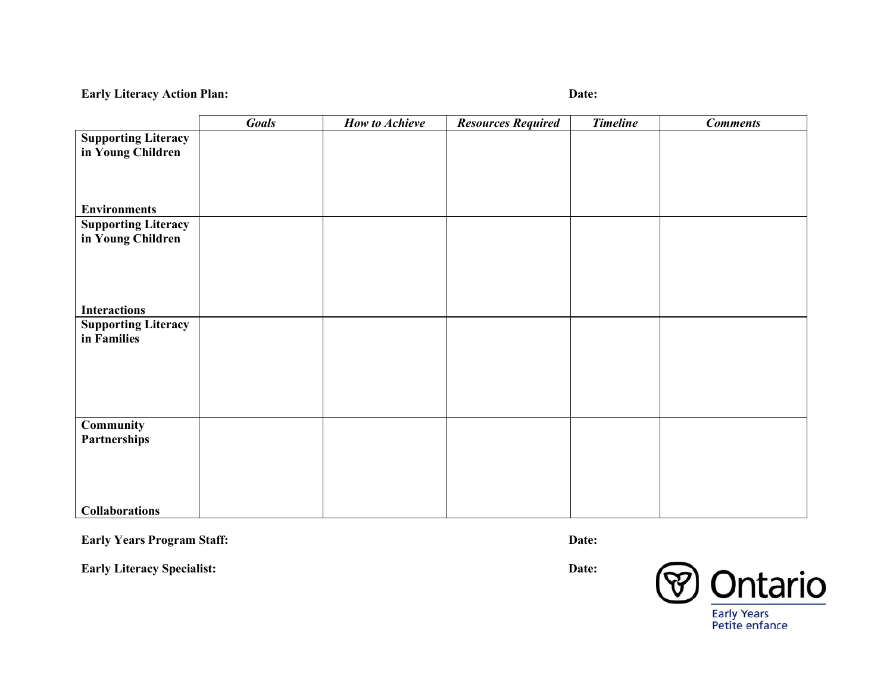**Early Literacy Action Plan:** **Date:**

| | *Goals* | *How to Achieve* | *Resources Required* | *Timeline* | *Comments* |
|---|---|---|---|---|---|
| **Supporting Literacy in Young Children Environments** | | | | | |
| **Supporting Literacy in Young Children Interactions** | | | | | |
| **Supporting Literacy in Families** | | | | | |
| **Community Partnerships Collaborations** | | | | | |

**Early Years Program Staff:** **Date:**

**Early Literacy Specialist:** **Date:**

Ontario
Early Years
Petite enfance